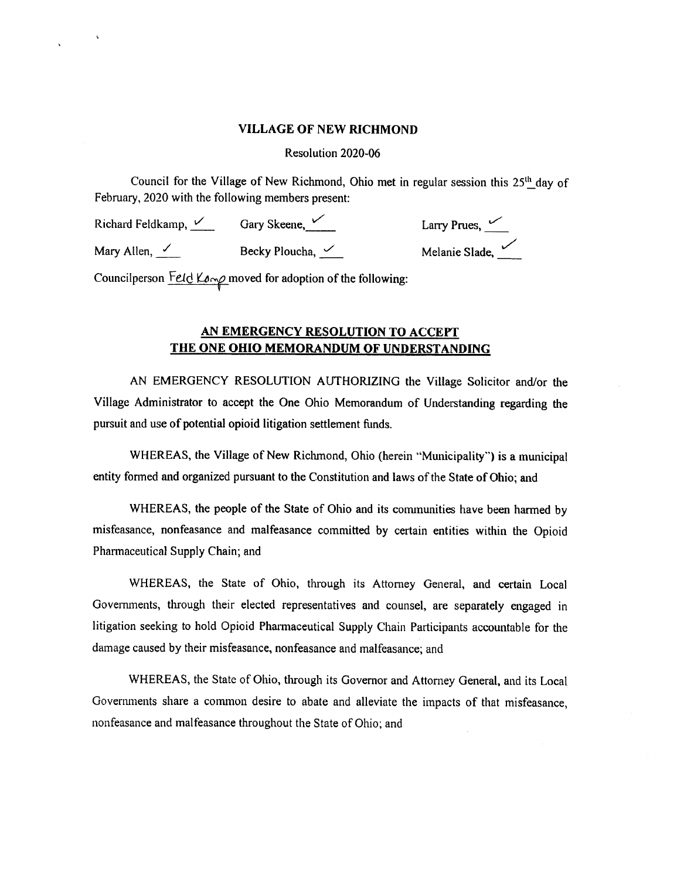**VILLAGE OF NEW RICHMOND**

Resolution 2020-06

Council for the Village of New Richmond, Ohio met in regular session this 25th day of February, 2020 with the following members present:

| | | |
|---|---|---|
| Richard Feldkamp, ✓ | Gary Skeene, ✓ | Larry Prues, ✓ |
| Mary Allen, ✓ | Becky Ploucha, ✓ | Melanie Slade, ✓ |

Councilperson Feld Kamp moved for adoption of the following:

## AN EMERGENCY RESOLUTION TO ACCEPT THE ONE OHIO MEMORANDUM OF UNDERSTANDING

AN EMERGENCY RESOLUTION AUTHORIZING the Village Solicitor and/or the Village Administrator to accept the One Ohio Memorandum of Understanding regarding the pursuit and use of potential opioid litigation settlement funds.

WHEREAS, the Village of New Richmond, Ohio (herein "Municipality") is a municipal entity formed and organized pursuant to the Constitution and laws of the State of Ohio; and

WHEREAS, the people of the State of Ohio and its communities have been harmed by misfeasance, nonfeasance and malfeasance committed by certain entities within the Opioid Pharmaceutical Supply Chain; and

WHEREAS, the State of Ohio, through its Attorney General, and certain Local Governments, through their elected representatives and counsel, are separately engaged in litigation seeking to hold Opioid Pharmaceutical Supply Chain Participants accountable for the damage caused by their misfeasance, nonfeasance and malfeasance; and

WHEREAS, the State of Ohio, through its Governor and Attorney General, and its Local Governments share a common desire to abate and alleviate the impacts of that misfeasance, nonfeasance and malfeasance throughout the State of Ohio; and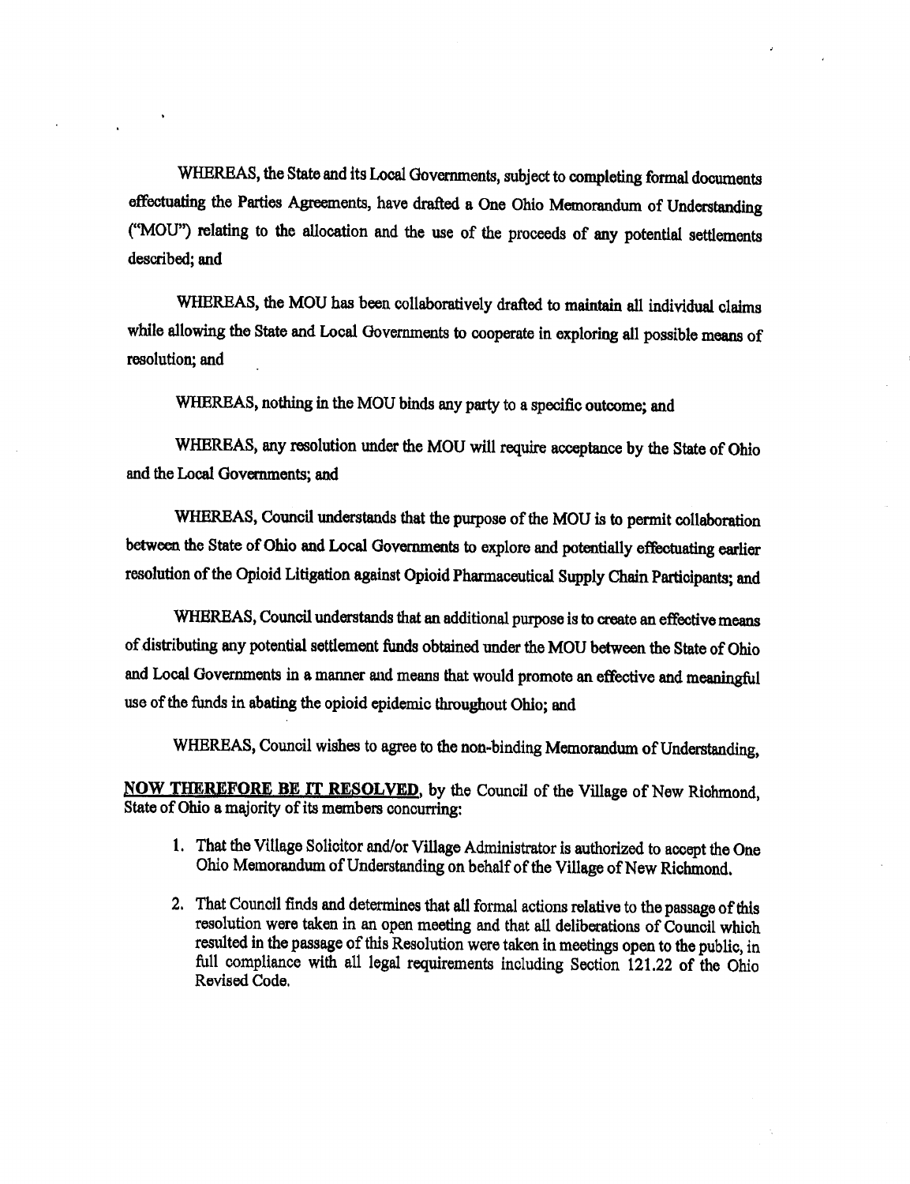WHEREAS, the State and its Local Governments, subject to completing formal documents effectuating the Parties Agreements, have drafted a One Ohio Memorandum of Understanding ("MOU") relating to the allocation and the use of the proceeds of any potential settlements described; and

WHEREAS, the MOU has been collaboratively drafted to maintain all individual claims while allowing the State and Local Governments to cooperate in exploring all possible means of resolution; and

WHEREAS, nothing in the MOU binds any party to a specific outcome; and

WHEREAS, any resolution under the MOU will require acceptance by the State of Ohio and the Local Governments; and

WHEREAS, Council understands that the purpose of the MOU is to permit collaboration between the State of Ohio and Local Governments to explore and potentially effectuating earlier resolution of the Opioid Litigation against Opioid Pharmaceutical Supply Chain Participants; and

WHEREAS, Council understands that an additional purpose is to create an effective means of distributing any potential settlement funds obtained under the MOU between the State of Ohio and Local Governments in a manner and means that would promote an effective and meaningful use of the funds in abating the opioid epidemic throughout Ohio; and

WHEREAS, Council wishes to agree to the non-binding Memorandum of Understanding,

**NOW THEREFORE BE IT RESOLVED**, by the Council of the Village of New Richmond, State of Ohio a majority of its members concurring:

1. That the Village Solicitor and/or Village Administrator is authorized to accept the One Ohio Memorandum of Understanding on behalf of the Village of New Richmond.

2. That Council finds and determines that all formal actions relative to the passage of this resolution were taken in an open meeting and that all deliberations of Council which resulted in the passage of this Resolution were taken in meetings open to the public, in full compliance with all legal requirements including Section 121.22 of the Ohio Revised Code.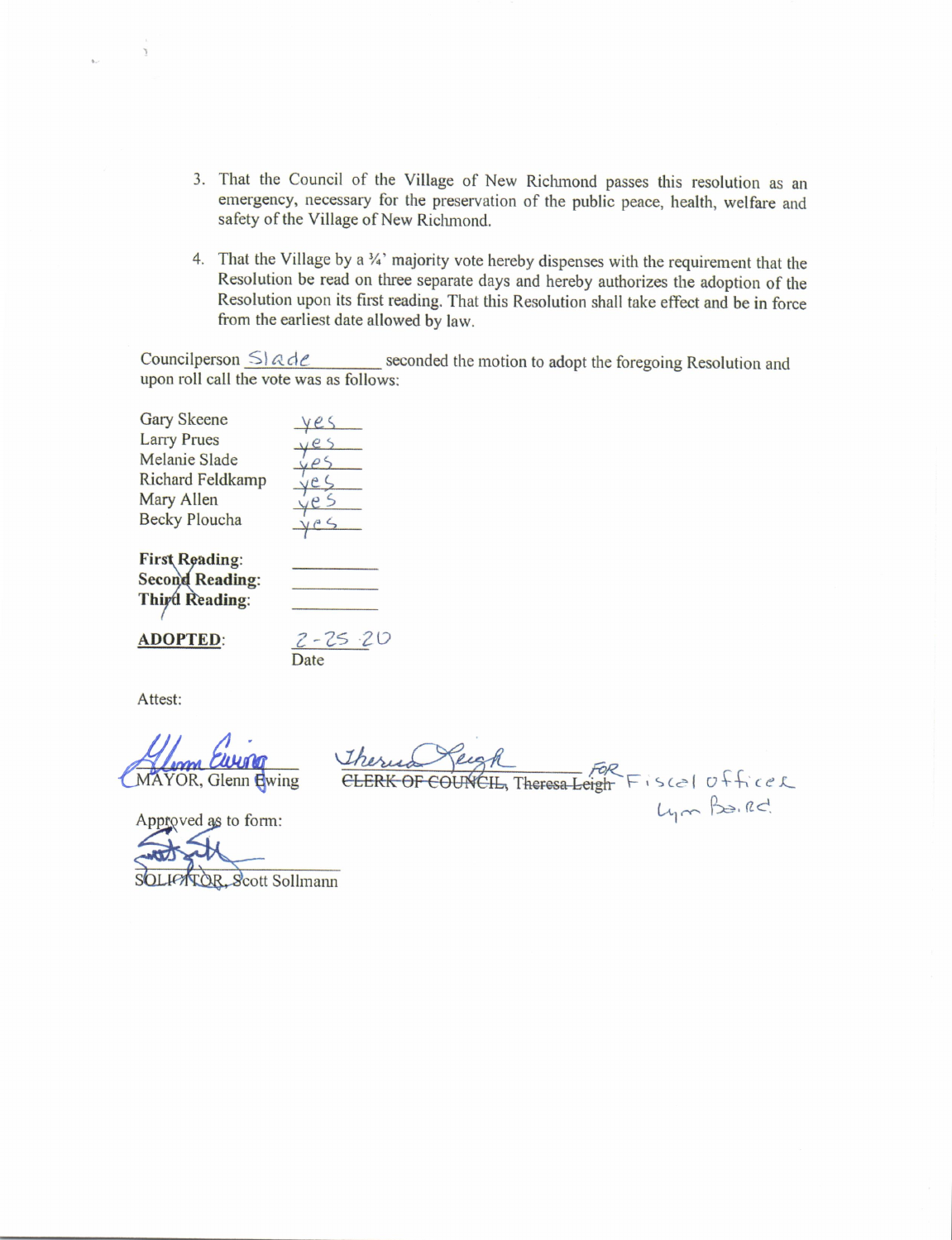3. That the Council of the Village of New Richmond passes this resolution as an emergency, necessary for the preservation of the public peace, health, welfare and safety of the Village of New Richmond.

4. That the Village by a ¾' majority vote hereby dispenses with the requirement that the Resolution be read on three separate days and hereby authorizes the adoption of the Resolution upon its first reading. That this Resolution shall take effect and be in force from the earliest date allowed by law.

Councilperson Slade seconded the motion to adopt the foregoing Resolution and upon roll call the vote was as follows:

| | |
|---|---|
| Gary Skeene | yes |
| Larry Prues | yes |
| Melanie Slade | yes |
| Richard Feldkamp | yes |
| Mary Allen | yes |
| Becky Ploucha | yes |

**First Reading**: ________

**Second Reading**: ________

**Third Reading**: ________

**ADOPTED**: 2-25-20
Date

Attest:

MAYOR, Glenn Ewing

~~CLERK OF COUNCIL, Theresa Leigh~~ FOR Fiscal Officer Lynn Baird

Approved as to form:

SOLICITOR, Scott Sollmann